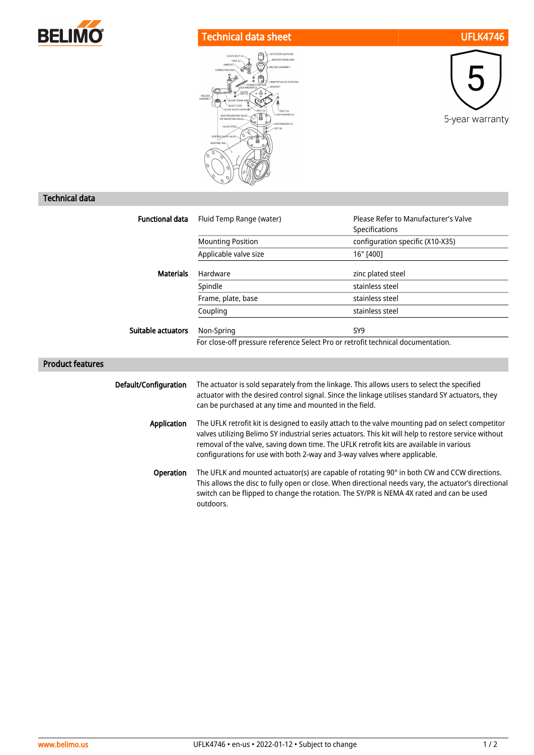# Technical data sheet UFLK4746

5-year warranty

## Technical data

| | | |
|---|---|---|
| **Functional data** | Fluid Temp Range (water) | Please Refer to Manufacturer's Valve Specifications |
| | Mounting Position | configuration specific (X10-X35) |
| | Applicable valve size | 16" [400] |
| **Materials** | Hardware | zinc plated steel |
| | Spindle | stainless steel |
| | Frame, plate, base | stainless steel |
| | Coupling | stainless steel |
| **Suitable actuators** | Non-Spring | SY9 |

For close-off pressure reference Select Pro or retrofit technical documentation.

## Product features

**Default/Configuration**

The actuator is sold separately from the linkage. This allows users to select the specified actuator with the desired control signal. Since the linkage utilises standard SY actuators, they can be purchased at any time and mounted in the field.

**Application**

The UFLK retrofit kit is designed to easily attach to the valve mounting pad on select competitor valves utilizing Belimo SY industrial series actuators. This kit will help to restore service without removal of the valve, saving down time. The UFLK retrofit kits are available in various configurations for use with both 2-way and 3-way valves where applicable.

**Operation**

The UFLK and mounted actuator(s) are capable of rotating 90° in both CW and CCW directions. This allows the disc to fully open or close. When directional needs vary, the actuator's directional switch can be flipped to change the rotation. The SY/PR is NEMA 4X rated and can be used outdoors.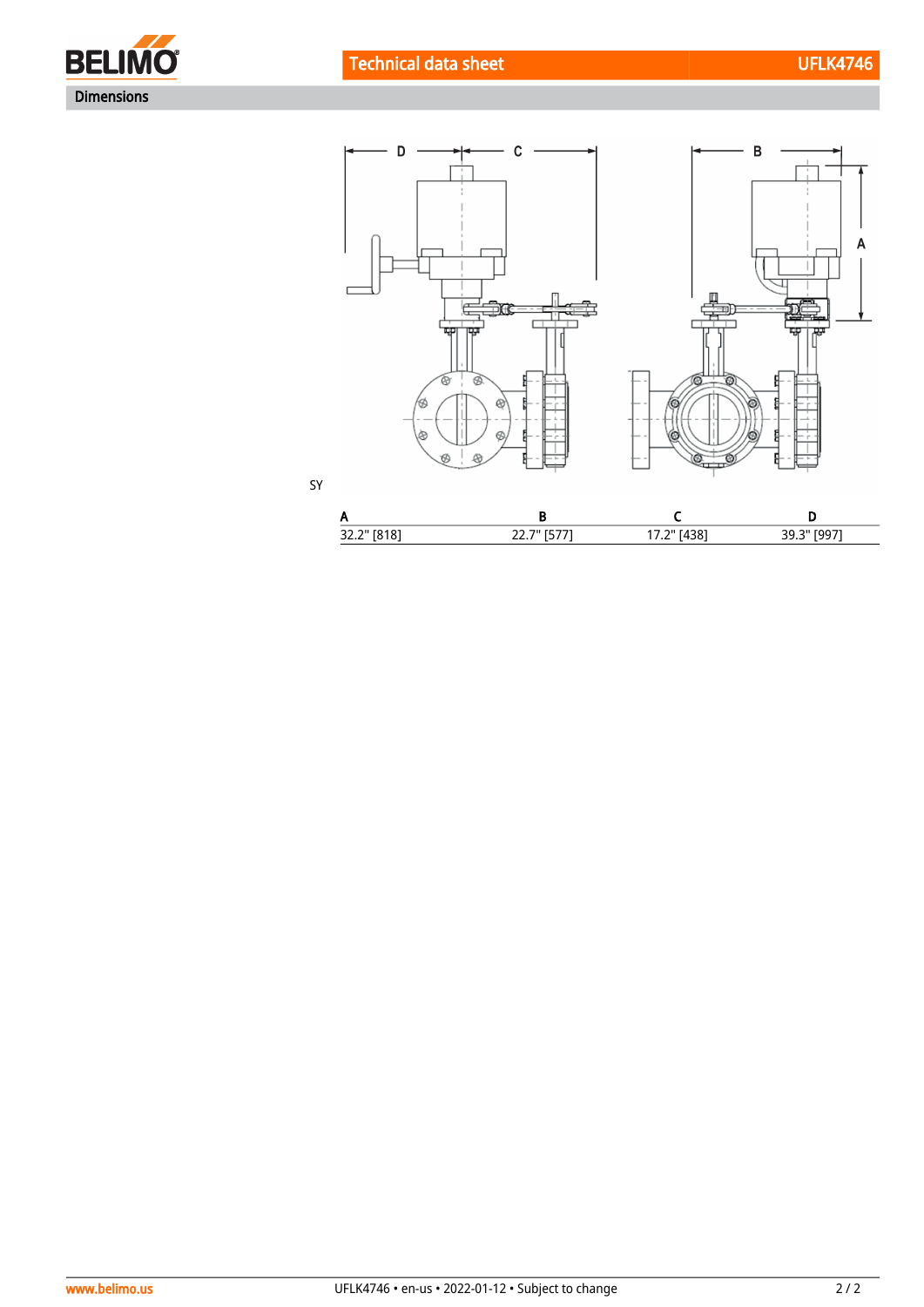## Dimensions

SY

| A | B | C | D |
|---|---|---|---|
| 32.2" [818] | 22.7" [577] | 17.2" [438] | 39.3" [997] |